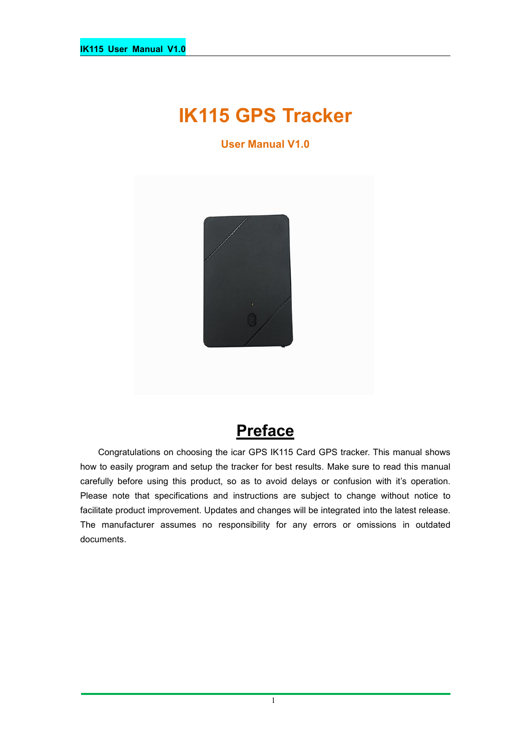# IK115 GPS Tracker

**User Manual V1.0**

## Preface

Congratulations on choosing the icar GPS IK115 Card GPS tracker. This manual shows how to easily program and setup the tracker for best results. Make sure to read this manual carefully before using this product, so as to avoid delays or confusion with it's operation. Please note that specifications and instructions are subject to change without notice to facilitate product improvement. Updates and changes will be integrated into the latest release. The manufacturer assumes no responsibility for any errors or omissions in outdated documents.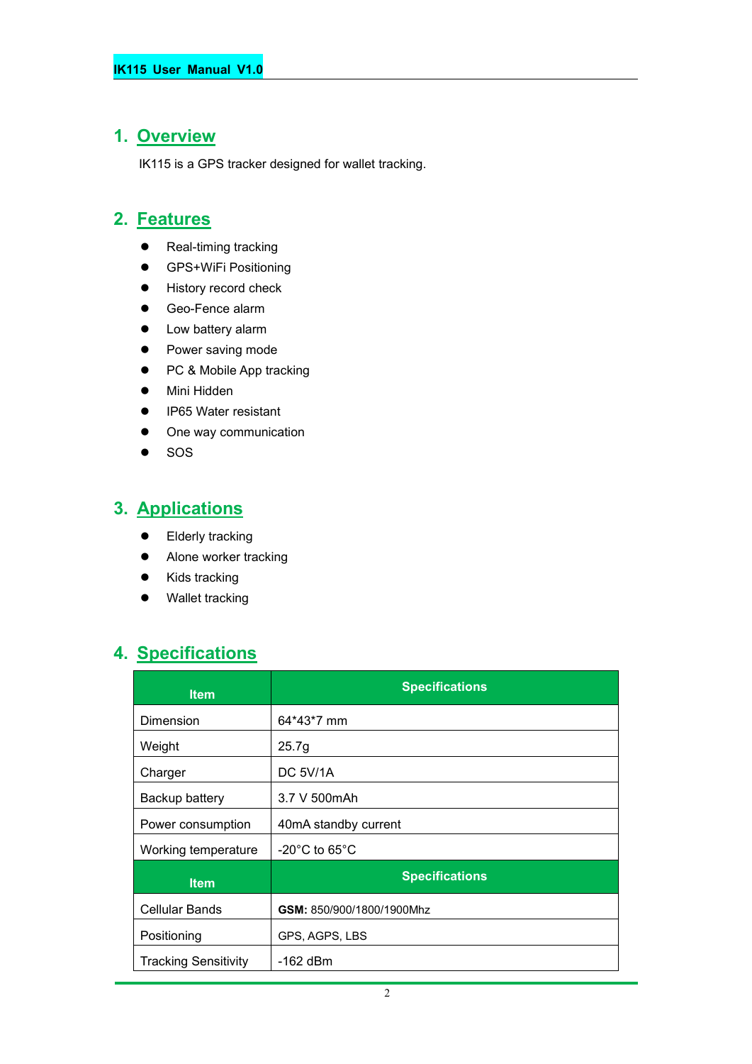## 1. Overview

IK115 is a GPS tracker designed for wallet tracking.

## 2. Features

- Real-timing tracking
- GPS+WiFi Positioning
- History record check
- Geo-Fence alarm
- Low battery alarm
- Power saving mode
- PC & Mobile App tracking
- Mini Hidden
- IP65 Water resistant
- One way communication
- SOS

## 3. Applications

- Elderly tracking
- Alone worker tracking
- Kids tracking
- Wallet tracking

## 4. Specifications

| Item | Specifications |
|---|---|
| Dimension | 64*43*7 mm |
| Weight | 25.7g |
| Charger | DC 5V/1A |
| Backup battery | 3.7 V 500mAh |
| Power consumption | 40mA standby current |
| Working temperature | -20°C to 65°C |
| **Item** | **Specifications** |
| Cellular Bands | **GSM:** 850/900/1800/1900Mhz |
| Positioning | GPS, AGPS, LBS |
| Tracking Sensitivity | -162 dBm |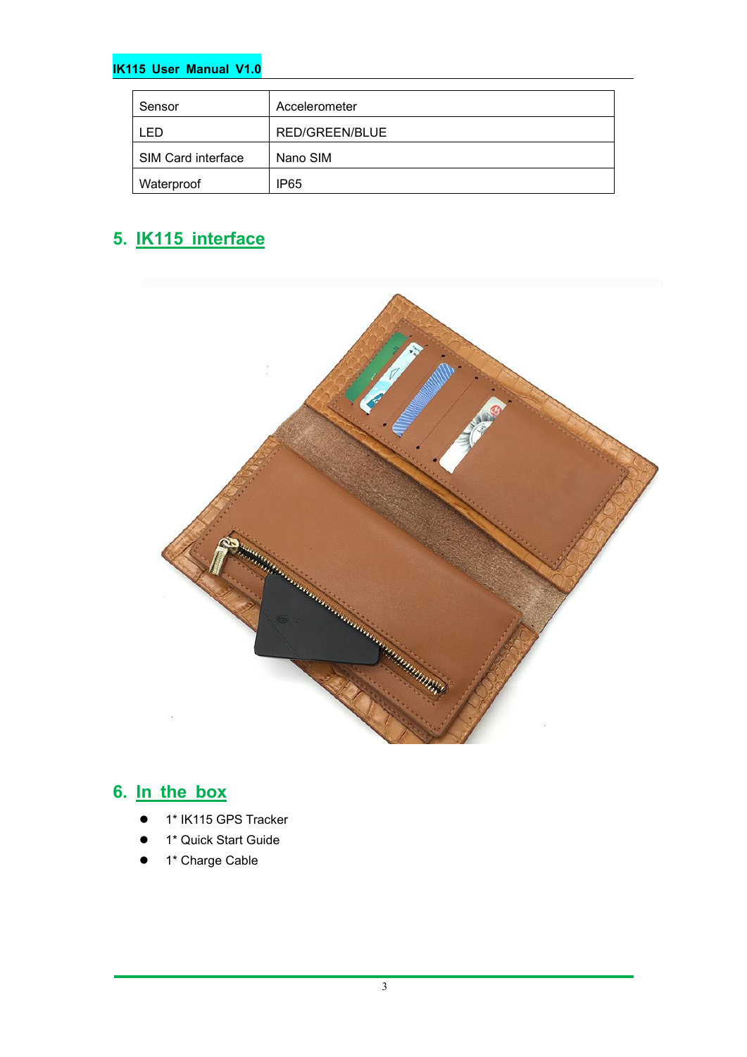| Sensor | Accelerometer |
|---|---|
| LED | RED/GREEN/BLUE |
| SIM Card interface | Nano SIM |
| Waterproof | IP65 |

## 5. IK115 interface

## 6. In the box

- 1* IK115 GPS Tracker
- 1* Quick Start Guide
- 1* Charge Cable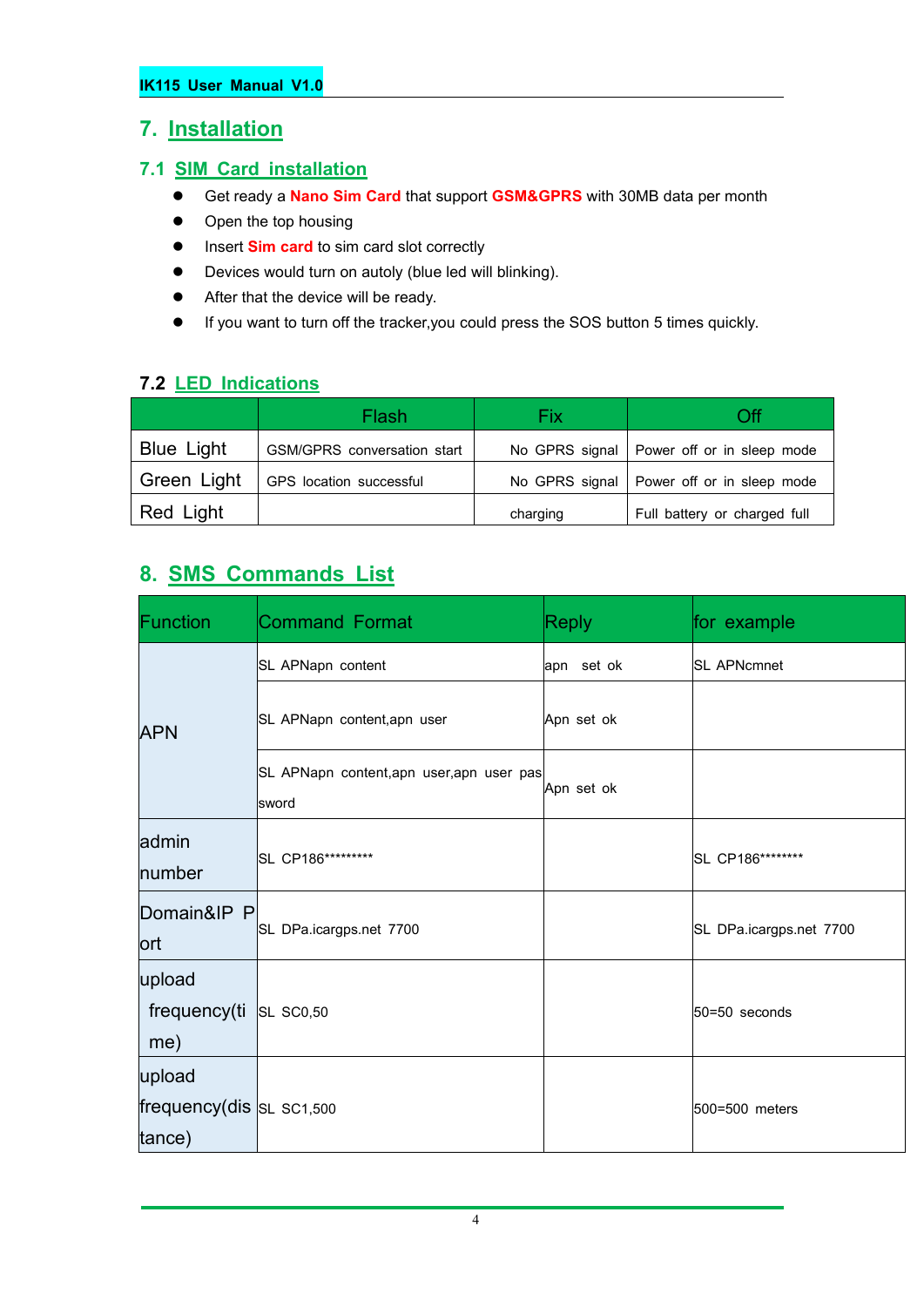# 7. Installation

## 7.1 SIM Card installation

- Get ready a **Nano Sim Card** that support **GSM&GPRS** with 30MB data per month
- Open the top housing
- Insert **Sim card** to sim card slot correctly
- Devices would turn on autoly (blue led will blinking).
- After that the device will be ready.
- If you want to turn off the tracker,you could press the SOS button 5 times quickly.

## 7.2 LED Indications

| | Flash | Fix | Off |
|---|---|---|---|
| Blue Light | GSM/GPRS conversation start | No GPRS signal | Power off or in sleep mode |
| Green Light | GPS location successful | No GPRS signal | Power off or in sleep mode |
| Red Light | | charging | Full battery or charged full |

# 8. SMS Commands List

| Function | Command Format | Reply | for example |
|---|---|---|---|
| APN | SL APNapn content | apn set ok | SL APNcmnet |
| | SL APNapn content,apn user | Apn set ok | |
| | SL APNapn content,apn user,apn user password | Apn set ok | |
| admin number | SL CP186********* | | SL CP186******** |
| Domain&IP Port | SL DPa.icargps.net 7700 | | SL DPa.icargps.net 7700 |
| upload frequency(time) | SL SC0,50 | | 50=50 seconds |
| upload frequency(distance) | SL SC1,500 | | 500=500 meters |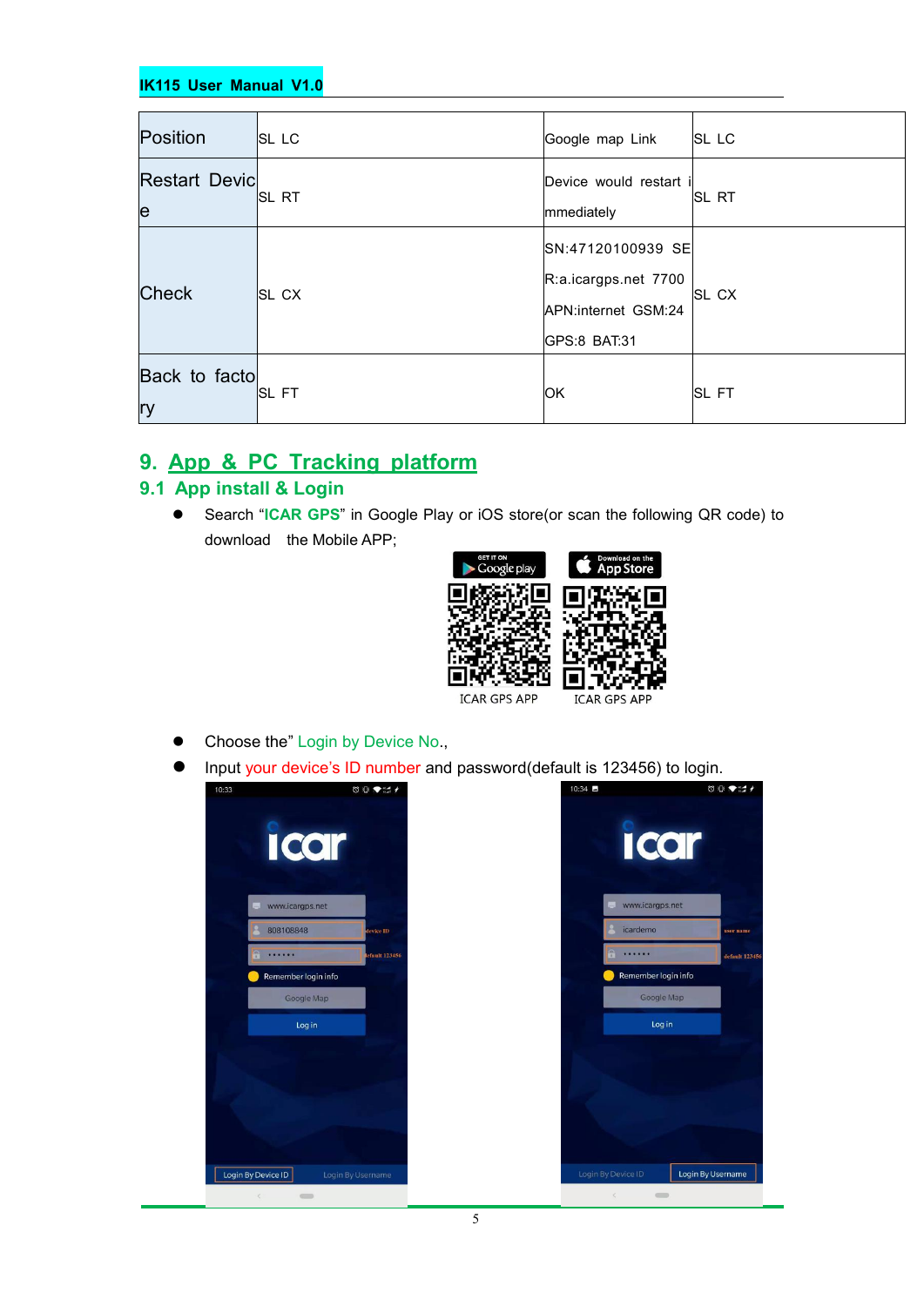| Position | SL LC | Google map Link | SL LC |
|---|---|---|---|
| Restart Device | SL RT | Device would restart immediately | SL RT |
| Check | SL CX | SN:47120100939 SER:a.icargps.net 7700 APN:internet GSM:24 GPS:8 BAT:31 | SL CX |
| Back to factory | SL FT | OK | SL FT |

# 9. App & PC Tracking platform

## 9.1 App install & Login

- Search "ICAR GPS" in Google Play or iOS store(or scan the following QR code) to download the Mobile APP;

ICAR GPS APP    ICAR GPS APP

- Choose the" Login by Device No.,
- Input your device's ID number and password(default is 123456) to login.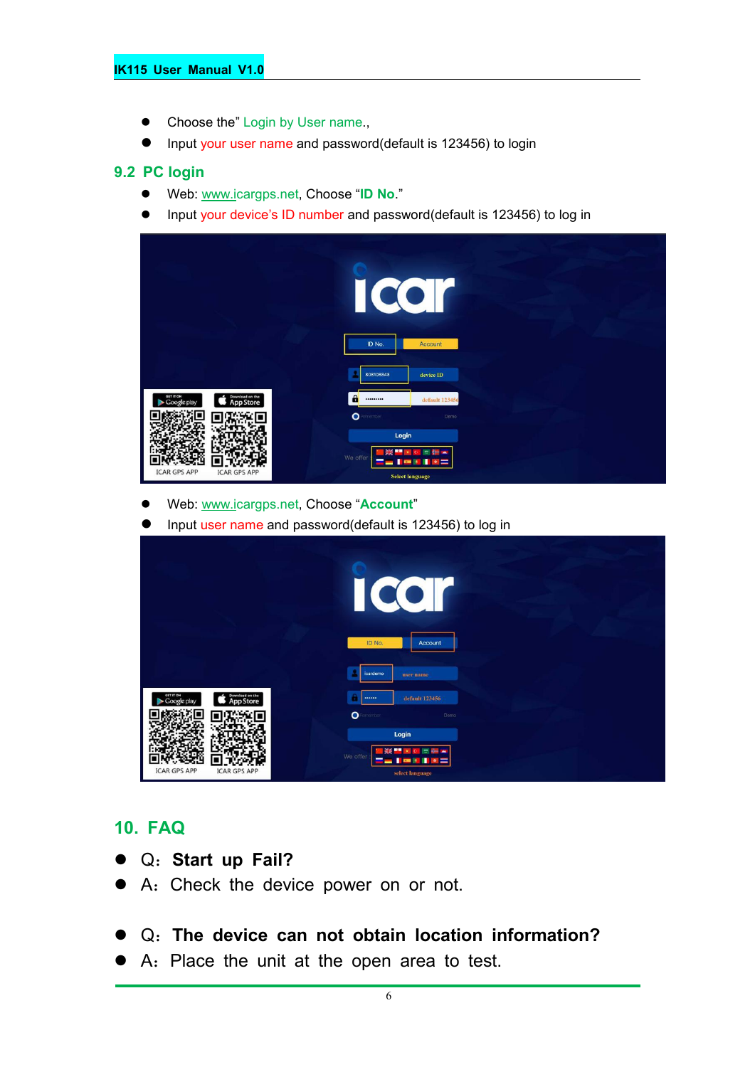- Choose the" Login by User name.,
- Input your user name and password(default is 123456) to login

## 9.2 PC login

- Web: www.icargps.net, Choose "**ID No.**"
- Input your device's ID number and password(default is 123456) to log in

- Web: www.icargps.net, Choose "**Account**"
- Input user name and password(default is 123456) to log in

# 10. FAQ

- Q：**Start up Fail?**
- A：Check the device power on or not.

- Q：**The device can not obtain location information?**
- A：Place the unit at the open area to test.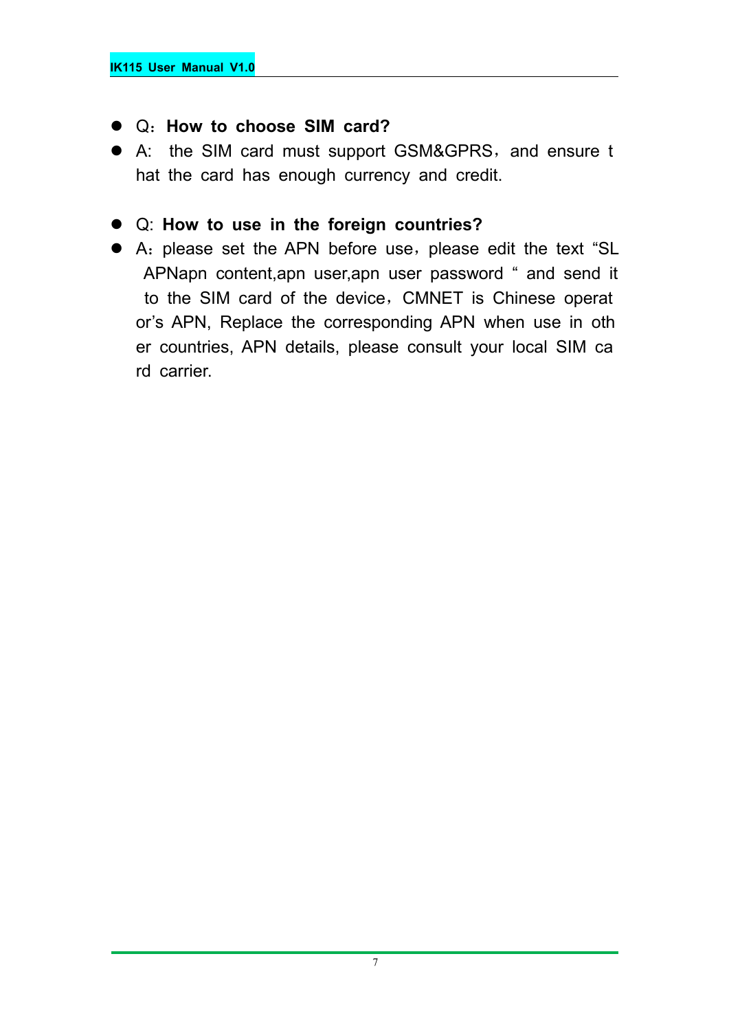- Q：**How to choose SIM card?**
- A: the SIM card must support GSM&GPRS，and ensure that the card has enough currency and credit.

- Q: **How to use in the foreign countries?**
- A：please set the APN before use，please edit the text "SLAPNapn content,apn user,apn user password " and send it to the SIM card of the device，CMNET is Chinese operator's APN, Replace the corresponding APN when use in other countries, APN details, please consult your local SIM card carrier.